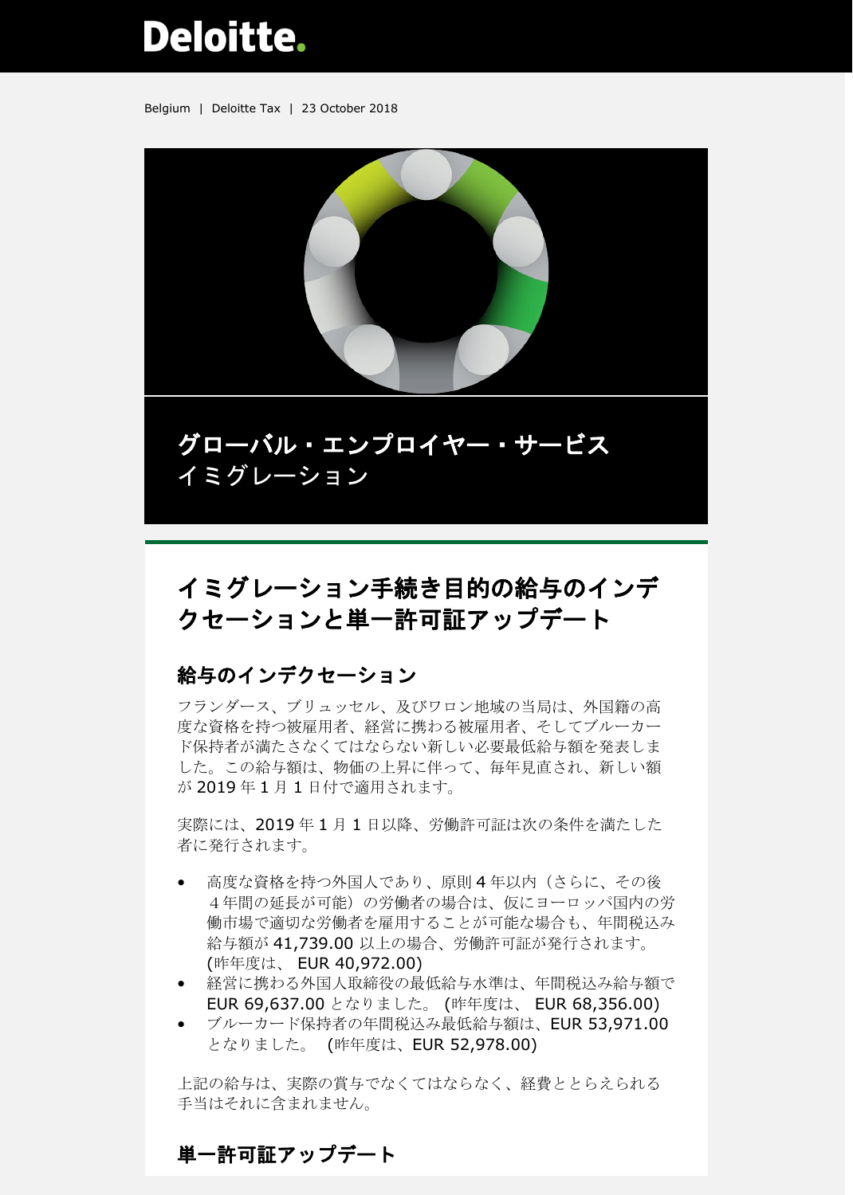Deloitte.

Belgium | Deloitte Tax | 23 October 2018

**グローバル・エンプロイヤー・サービス**
イミグレーション

# イミグレーション手続き目的の給与のインデクセーションと単一許可証アップデート

## 給与のインデクセーション

フランダース、ブリュッセル、及びワロン地域の当局は、外国籍の高度な資格を持つ被雇用者、経営に携わる被雇用者、そしてブルーカード保持者が満たさなくてはならない新しい必要最低給与額を発表しました。この給与額は、物価の上昇に伴って、毎年見直され、新しい額が 2019 年 1 月 1 日付で適用されます。

実際には、2019 年 1 月 1 日以降、労働許可証は次の条件を満たした者に発行されます。

- 高度な資格を持つ外国人であり、原則 4 年以内（さらに、その後 4 年間の延長が可能）の労働者の場合は、仮にヨーロッパ国内の労働市場で適切な労働者を雇用することが可能な場合も、年間税込み給与額が 41,739.00 以上の場合、労働許可証が発行されます。(昨年度は、 EUR 40,972.00)
- 経営に携わる外国人取締役の最低給与水準は、年間税込み給与額で EUR 69,637.00 となりました。 (昨年度は、 EUR 68,356.00)
- ブルーカード保持者の年間税込み最低給与額は、EUR 53,971.00 となりました。 (昨年度は、EUR 52,978.00)

上記の給与は、実際の賞与でなくてはならなく、経費ととらえられる手当はそれに含まれません。

## 単一許可証アップデート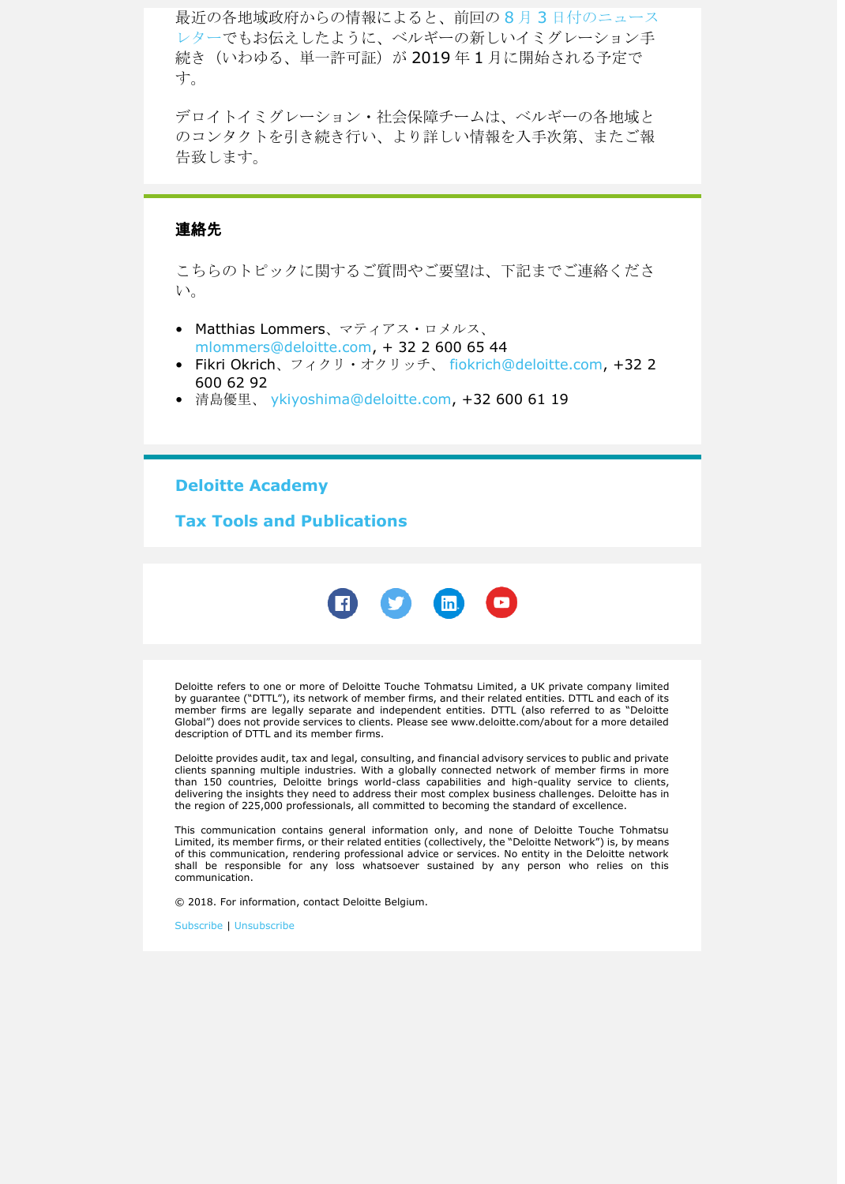最近の各地域政府からの情報によると、前回の8月3日付のニュースレターでもお伝えしたように、ベルギーの新しいイミグレーション手続き（いわゆる、単一許可証）が2019年1月に開始される予定です。

デロイトイミグレーション・社会保障チームは、ベルギーの各地域とのコンタクトを引き続き行い、より詳しい情報を入手次第、またご報告致します。

**連絡先**

こちらのトピックに関するご質問やご要望は、下記までご連絡ください。

- Matthias Lommers、マティアス・ロメルス、mlommers@deloitte.com, + 32 2 600 65 44
- Fikri Okrich、フィクリ・オクリッチ、 fiokrich@deloitte.com, +32 2 600 62 92
- 清島優里、 ykiyoshima@deloitte.com, +32 600 61 19

**Deloitte Academy**

**Tax Tools and Publications**

Deloitte refers to one or more of Deloitte Touche Tohmatsu Limited, a UK private company limited by guarantee ("DTTL"), its network of member firms, and their related entities. DTTL and each of its member firms are legally separate and independent entities. DTTL (also referred to as "Deloitte Global") does not provide services to clients. Please see www.deloitte.com/about for a more detailed description of DTTL and its member firms.

Deloitte provides audit, tax and legal, consulting, and financial advisory services to public and private clients spanning multiple industries. With a globally connected network of member firms in more than 150 countries, Deloitte brings world-class capabilities and high-quality service to clients, delivering the insights they need to address their most complex business challenges. Deloitte has in the region of 225,000 professionals, all committed to becoming the standard of excellence.

This communication contains general information only, and none of Deloitte Touche Tohmatsu Limited, its member firms, or their related entities (collectively, the "Deloitte Network") is, by means of this communication, rendering professional advice or services. No entity in the Deloitte network shall be responsible for any loss whatsoever sustained by any person who relies on this communication.

© 2018. For information, contact Deloitte Belgium.

Subscribe | Unsubscribe